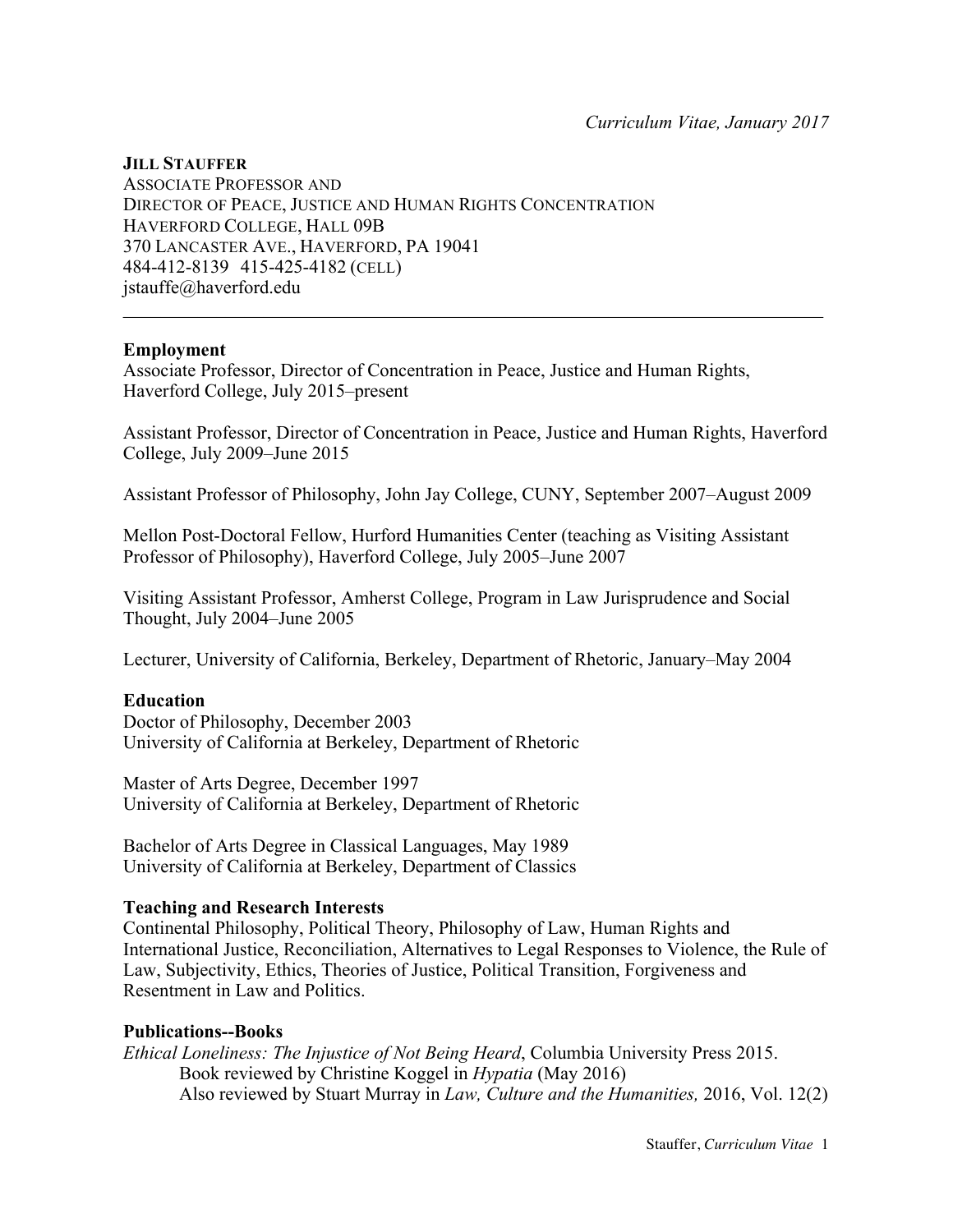*Curriculum Vitae, January 2017*

**JILL STAUFFER**
ASSOCIATE PROFESSOR AND
DIRECTOR OF PEACE, JUSTICE AND HUMAN RIGHTS CONCENTRATION
HAVERFORD COLLEGE, HALL 09B
370 LANCASTER AVE., HAVERFORD, PA 19041
484-412-8139 415-425-4182 (CELL)
jstauffe@haverford.edu

---

**Employment**

Associate Professor, Director of Concentration in Peace, Justice and Human Rights, Haverford College, July 2015–present

Assistant Professor, Director of Concentration in Peace, Justice and Human Rights, Haverford College, July 2009–June 2015

Assistant Professor of Philosophy, John Jay College, CUNY, September 2007–August 2009

Mellon Post-Doctoral Fellow, Hurford Humanities Center (teaching as Visiting Assistant Professor of Philosophy), Haverford College, July 2005–June 2007

Visiting Assistant Professor, Amherst College, Program in Law Jurisprudence and Social Thought, July 2004–June 2005

Lecturer, University of California, Berkeley, Department of Rhetoric, January–May 2004

**Education**

Doctor of Philosophy, December 2003
University of California at Berkeley, Department of Rhetoric

Master of Arts Degree, December 1997
University of California at Berkeley, Department of Rhetoric

Bachelor of Arts Degree in Classical Languages, May 1989
University of California at Berkeley, Department of Classics

**Teaching and Research Interests**

Continental Philosophy, Political Theory, Philosophy of Law, Human Rights and International Justice, Reconciliation, Alternatives to Legal Responses to Violence, the Rule of Law, Subjectivity, Ethics, Theories of Justice, Political Transition, Forgiveness and Resentment in Law and Politics.

**Publications--Books**

*Ethical Loneliness: The Injustice of Not Being Heard*, Columbia University Press 2015.
Book reviewed by Christine Koggel in *Hypatia* (May 2016)
Also reviewed by Stuart Murray in *Law, Culture and the Humanities,* 2016, Vol. 12(2)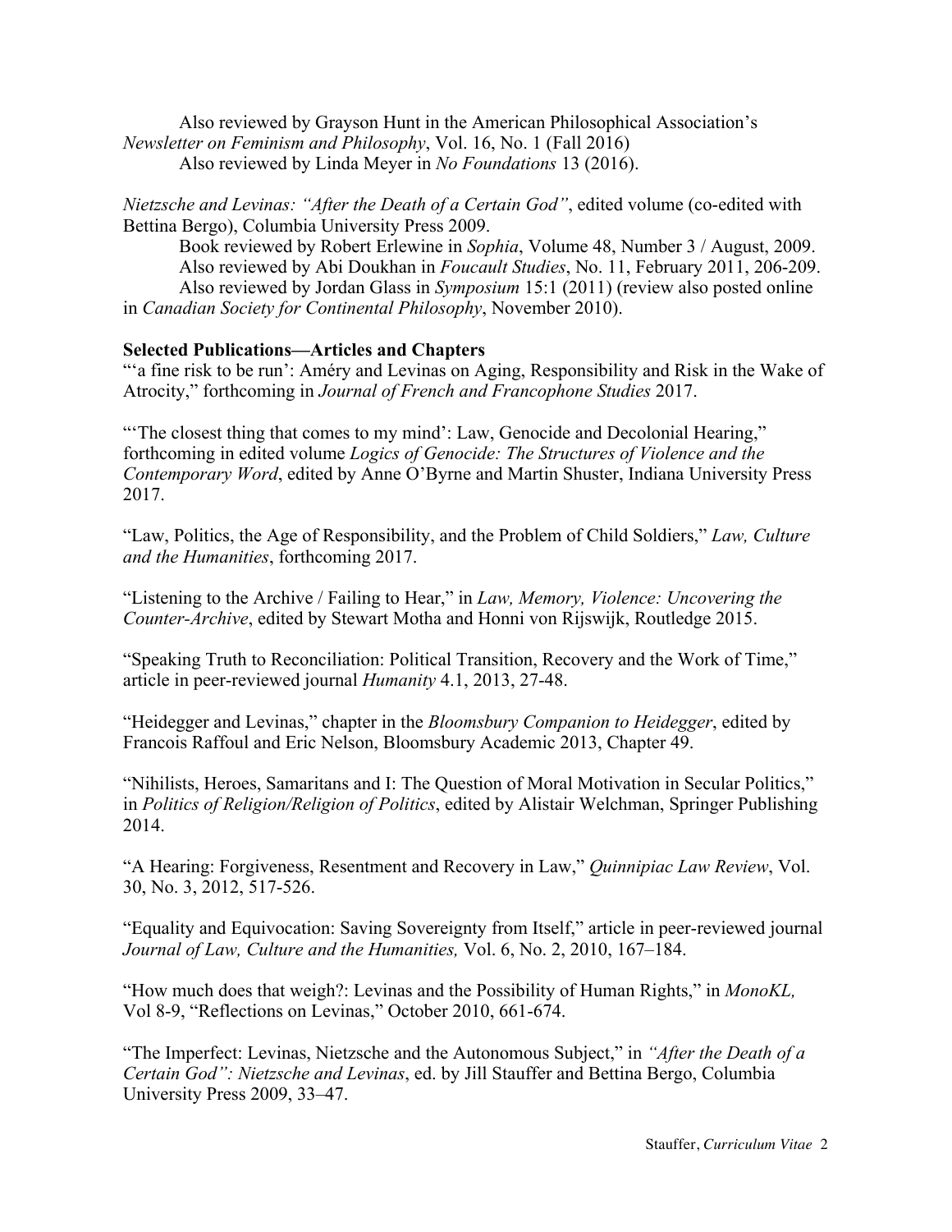Also reviewed by Grayson Hunt in the American Philosophical Association's *Newsletter on Feminism and Philosophy*, Vol. 16, No. 1 (Fall 2016)

Also reviewed by Linda Meyer in *No Foundations* 13 (2016).

*Nietzsche and Levinas: "After the Death of a Certain God"*, edited volume (co-edited with Bettina Bergo), Columbia University Press 2009.

Book reviewed by Robert Erlewine in *Sophia*, Volume 48, Number 3 / August, 2009.

Also reviewed by Abi Doukhan in *Foucault Studies*, No. 11, February 2011, 206-209.

Also reviewed by Jordan Glass in *Symposium* 15:1 (2011) (review also posted online in *Canadian Society for Continental Philosophy*, November 2010).

**Selected Publications—Articles and Chapters**

"'a fine risk to be run': Améry and Levinas on Aging, Responsibility and Risk in the Wake of Atrocity," forthcoming in *Journal of French and Francophone Studies* 2017.

"'The closest thing that comes to my mind': Law, Genocide and Decolonial Hearing," forthcoming in edited volume *Logics of Genocide: The Structures of Violence and the Contemporary Word*, edited by Anne O'Byrne and Martin Shuster, Indiana University Press 2017.

"Law, Politics, the Age of Responsibility, and the Problem of Child Soldiers," *Law, Culture and the Humanities*, forthcoming 2017.

"Listening to the Archive / Failing to Hear," in *Law, Memory, Violence: Uncovering the Counter-Archive*, edited by Stewart Motha and Honni von Rijswijk, Routledge 2015.

"Speaking Truth to Reconciliation: Political Transition, Recovery and the Work of Time," article in peer-reviewed journal *Humanity* 4.1, 2013, 27-48.

"Heidegger and Levinas," chapter in the *Bloomsbury Companion to Heidegger*, edited by Francois Raffoul and Eric Nelson, Bloomsbury Academic 2013, Chapter 49.

"Nihilists, Heroes, Samaritans and I: The Question of Moral Motivation in Secular Politics," in *Politics of Religion/Religion of Politics*, edited by Alistair Welchman, Springer Publishing 2014.

"A Hearing: Forgiveness, Resentment and Recovery in Law," *Quinnipiac Law Review*, Vol. 30, No. 3, 2012, 517-526.

"Equality and Equivocation: Saving Sovereignty from Itself," article in peer-reviewed journal *Journal of Law, Culture and the Humanities,* Vol. 6, No. 2, 2010, 167–184.

"How much does that weigh?: Levinas and the Possibility of Human Rights," in *MonoKL,* Vol 8-9, "Reflections on Levinas," October 2010, 661-674.

"The Imperfect: Levinas, Nietzsche and the Autonomous Subject," in *"After the Death of a Certain God": Nietzsche and Levinas*, ed. by Jill Stauffer and Bettina Bergo, Columbia University Press 2009, 33–47.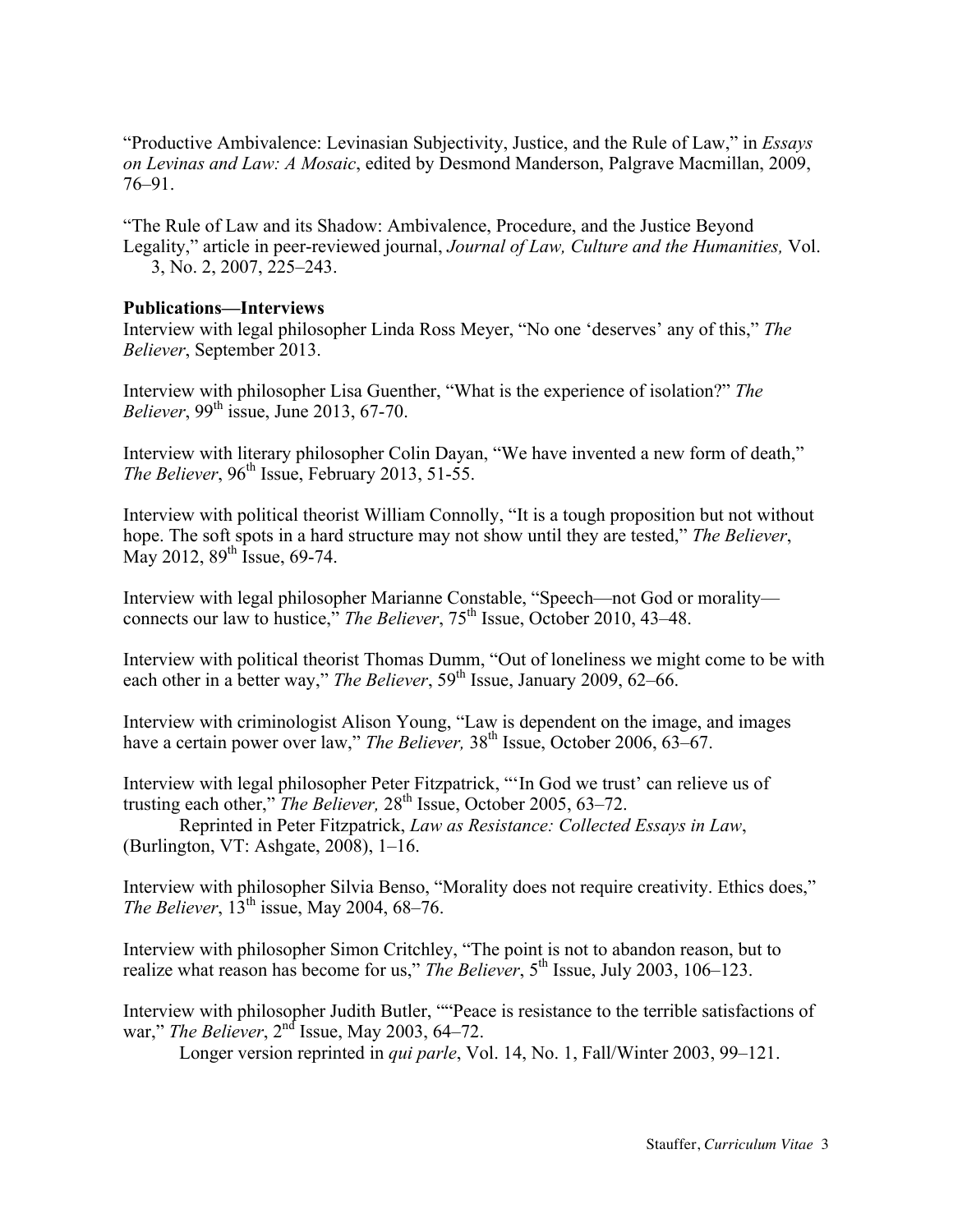"Productive Ambivalence: Levinasian Subjectivity, Justice, and the Rule of Law," in *Essays on Levinas and Law: A Mosaic*, edited by Desmond Manderson, Palgrave Macmillan, 2009, 76–91.

"The Rule of Law and its Shadow: Ambivalence, Procedure, and the Justice Beyond Legality," article in peer-reviewed journal, *Journal of Law, Culture and the Humanities,* Vol. 3, No. 2, 2007, 225–243.

**Publications—Interviews**

Interview with legal philosopher Linda Ross Meyer, "No one 'deserves' any of this," *The Believer*, September 2013.

Interview with philosopher Lisa Guenther, "What is the experience of isolation?" *The Believer*, 99th issue, June 2013, 67-70.

Interview with literary philosopher Colin Dayan, "We have invented a new form of death," *The Believer*, 96th Issue, February 2013, 51-55.

Interview with political theorist William Connolly, "It is a tough proposition but not without hope. The soft spots in a hard structure may not show until they are tested," *The Believer*, May 2012, 89th Issue, 69-74.

Interview with legal philosopher Marianne Constable, "Speech—not God or morality—connects our law to hustice," *The Believer*, 75th Issue, October 2010, 43–48.

Interview with political theorist Thomas Dumm, "Out of loneliness we might come to be with each other in a better way," *The Believer*, 59th Issue, January 2009, 62–66.

Interview with criminologist Alison Young, "Law is dependent on the image, and images have a certain power over law," *The Believer,* 38th Issue, October 2006, 63–67.

Interview with legal philosopher Peter Fitzpatrick, "'In God we trust' can relieve us of trusting each other," *The Believer,* 28th Issue, October 2005, 63–72.
Reprinted in Peter Fitzpatrick, *Law as Resistance: Collected Essays in Law*, (Burlington, VT: Ashgate, 2008), 1–16.

Interview with philosopher Silvia Benso, "Morality does not require creativity. Ethics does," *The Believer*, 13th issue, May 2004, 68–76.

Interview with philosopher Simon Critchley, "The point is not to abandon reason, but to realize what reason has become for us," *The Believer*, 5th Issue, July 2003, 106–123.

Interview with philosopher Judith Butler, ""Peace is resistance to the terrible satisfactions of war," *The Believer*, 2nd Issue, May 2003, 64–72.
Longer version reprinted in *qui parle*, Vol. 14, No. 1, Fall/Winter 2003, 99–121.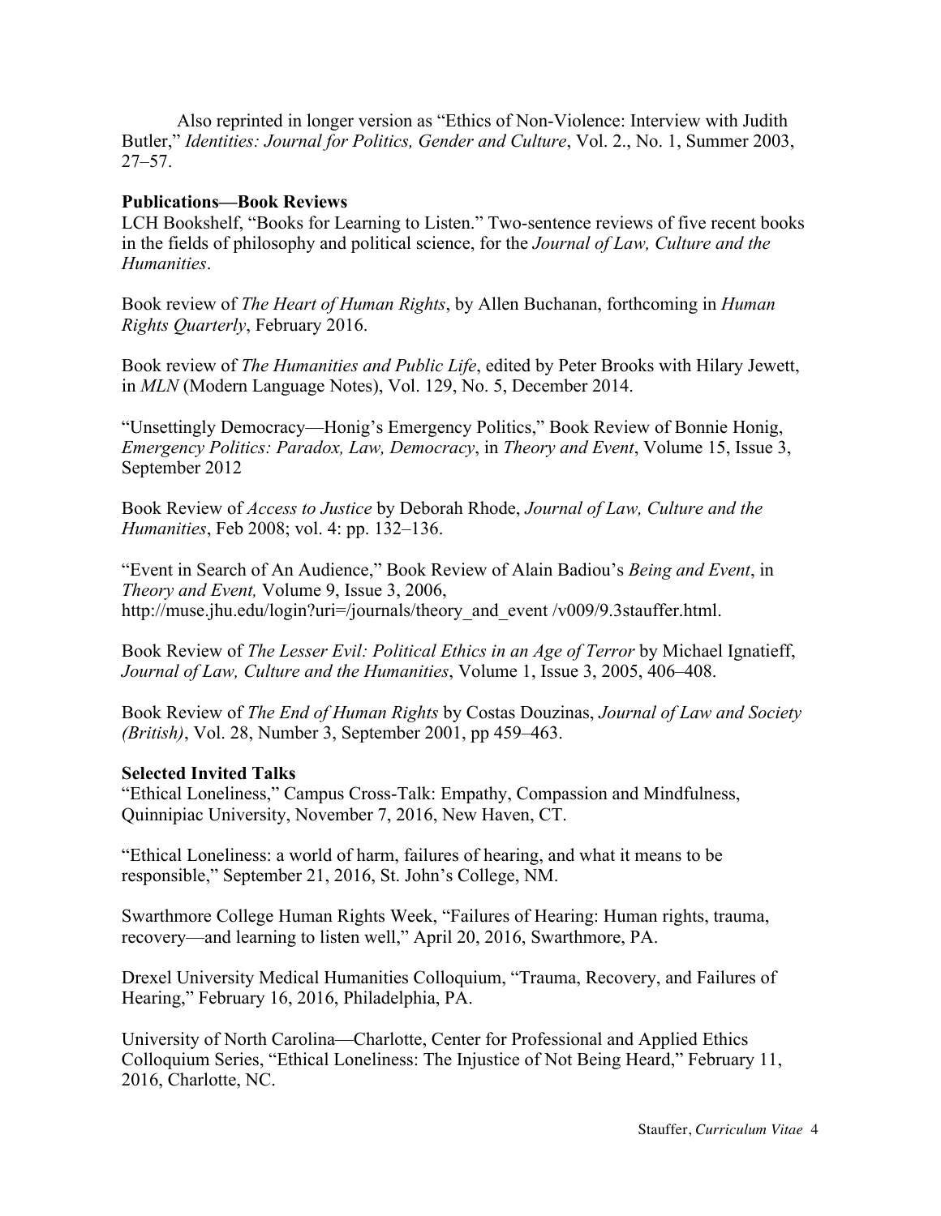Also reprinted in longer version as "Ethics of Non-Violence: Interview with Judith Butler," *Identities: Journal for Politics, Gender and Culture*, Vol. 2., No. 1, Summer 2003, 27–57.

**Publications—Book Reviews**

LCH Bookshelf, "Books for Learning to Listen." Two-sentence reviews of five recent books in the fields of philosophy and political science, for the *Journal of Law, Culture and the Humanities*.

Book review of *The Heart of Human Rights*, by Allen Buchanan, forthcoming in *Human Rights Quarterly*, February 2016.

Book review of *The Humanities and Public Life*, edited by Peter Brooks with Hilary Jewett, in *MLN* (Modern Language Notes), Vol. 129, No. 5, December 2014.

"Unsettingly Democracy—Honig's Emergency Politics," Book Review of Bonnie Honig, *Emergency Politics: Paradox, Law, Democracy*, in *Theory and Event*, Volume 15, Issue 3, September 2012

Book Review of *Access to Justice* by Deborah Rhode, *Journal of Law, Culture and the Humanities*, Feb 2008; vol. 4: pp. 132–136.

"Event in Search of An Audience," Book Review of Alain Badiou's *Being and Event*, in *Theory and Event,* Volume 9, Issue 3, 2006, http://muse.jhu.edu/login?uri=/journals/theory_and_event /v009/9.3stauffer.html.

Book Review of *The Lesser Evil: Political Ethics in an Age of Terror* by Michael Ignatieff, *Journal of Law, Culture and the Humanities*, Volume 1, Issue 3, 2005, 406–408.

Book Review of *The End of Human Rights* by Costas Douzinas, *Journal of Law and Society (British)*, Vol. 28, Number 3, September 2001, pp 459–463.

**Selected Invited Talks**

"Ethical Loneliness," Campus Cross-Talk: Empathy, Compassion and Mindfulness, Quinnipiac University, November 7, 2016, New Haven, CT.

"Ethical Loneliness: a world of harm, failures of hearing, and what it means to be responsible," September 21, 2016, St. John's College, NM.

Swarthmore College Human Rights Week, "Failures of Hearing: Human rights, trauma, recovery—and learning to listen well," April 20, 2016, Swarthmore, PA.

Drexel University Medical Humanities Colloquium, "Trauma, Recovery, and Failures of Hearing," February 16, 2016, Philadelphia, PA.

University of North Carolina—Charlotte, Center for Professional and Applied Ethics Colloquium Series, "Ethical Loneliness: The Injustice of Not Being Heard," February 11, 2016, Charlotte, NC.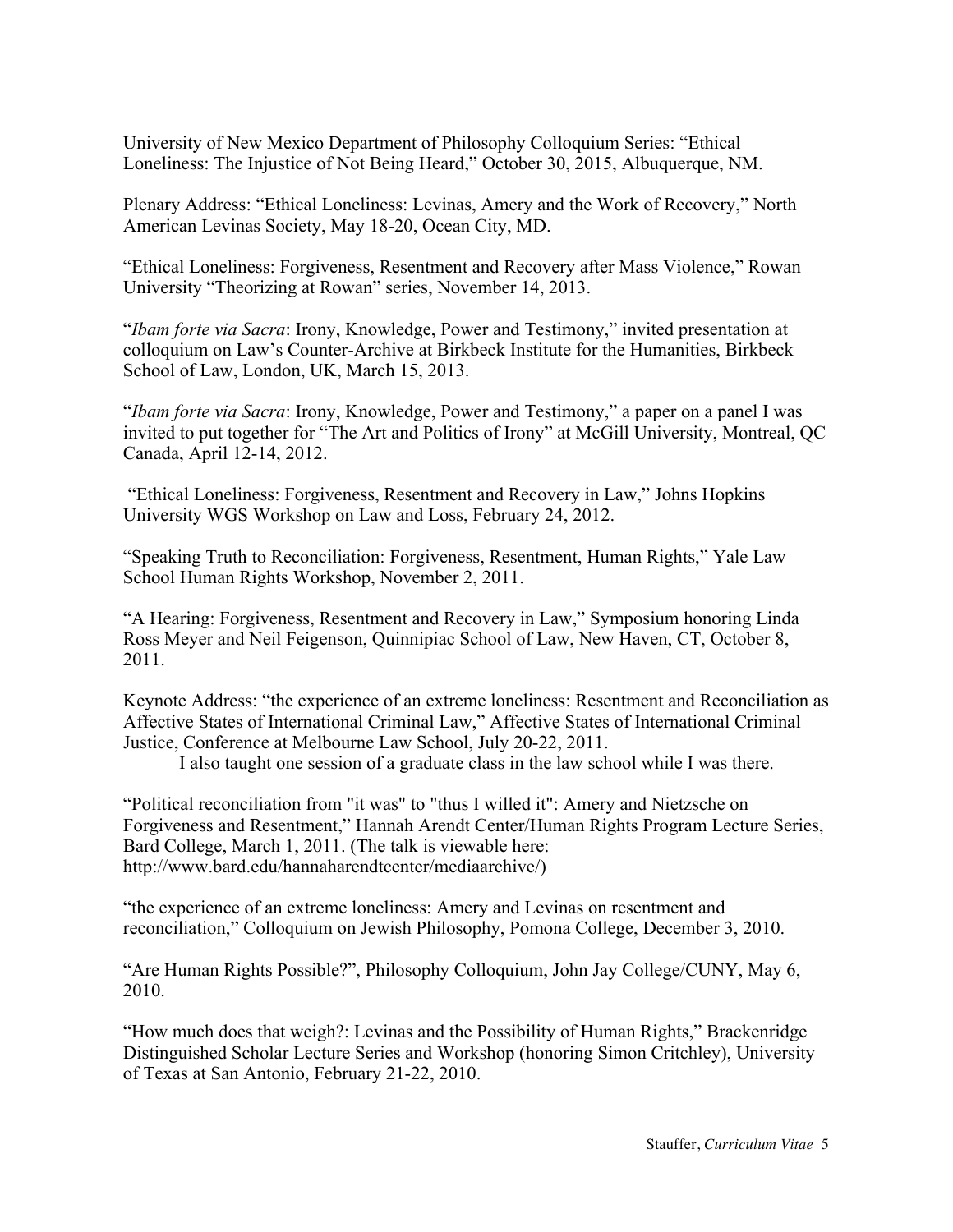University of New Mexico Department of Philosophy Colloquium Series: "Ethical Loneliness: The Injustice of Not Being Heard," October 30, 2015, Albuquerque, NM.

Plenary Address: "Ethical Loneliness: Levinas, Amery and the Work of Recovery," North American Levinas Society, May 18-20, Ocean City, MD.

"Ethical Loneliness: Forgiveness, Resentment and Recovery after Mass Violence," Rowan University "Theorizing at Rowan" series, November 14, 2013.

"*Ibam forte via Sacra*: Irony, Knowledge, Power and Testimony," invited presentation at colloquium on Law's Counter-Archive at Birkbeck Institute for the Humanities, Birkbeck School of Law, London, UK, March 15, 2013.

"*Ibam forte via Sacra*: Irony, Knowledge, Power and Testimony," a paper on a panel I was invited to put together for "The Art and Politics of Irony" at McGill University, Montreal, QC Canada, April 12-14, 2012.

"Ethical Loneliness: Forgiveness, Resentment and Recovery in Law," Johns Hopkins University WGS Workshop on Law and Loss, February 24, 2012.

"Speaking Truth to Reconciliation: Forgiveness, Resentment, Human Rights," Yale Law School Human Rights Workshop, November 2, 2011.

"A Hearing: Forgiveness, Resentment and Recovery in Law," Symposium honoring Linda Ross Meyer and Neil Feigenson, Quinnipiac School of Law, New Haven, CT, October 8, 2011.

Keynote Address: "the experience of an extreme loneliness: Resentment and Reconciliation as Affective States of International Criminal Law," Affective States of International Criminal Justice, Conference at Melbourne Law School, July 20-22, 2011.

I also taught one session of a graduate class in the law school while I was there.

"Political reconciliation from "it was" to "thus I willed it": Amery and Nietzsche on Forgiveness and Resentment," Hannah Arendt Center/Human Rights Program Lecture Series, Bard College, March 1, 2011. (The talk is viewable here: http://www.bard.edu/hannaharendtcenter/mediaarchive/)

"the experience of an extreme loneliness: Amery and Levinas on resentment and reconciliation," Colloquium on Jewish Philosophy, Pomona College, December 3, 2010.

"Are Human Rights Possible?", Philosophy Colloquium, John Jay College/CUNY, May 6, 2010.

"How much does that weigh?: Levinas and the Possibility of Human Rights," Brackenridge Distinguished Scholar Lecture Series and Workshop (honoring Simon Critchley), University of Texas at San Antonio, February 21-22, 2010.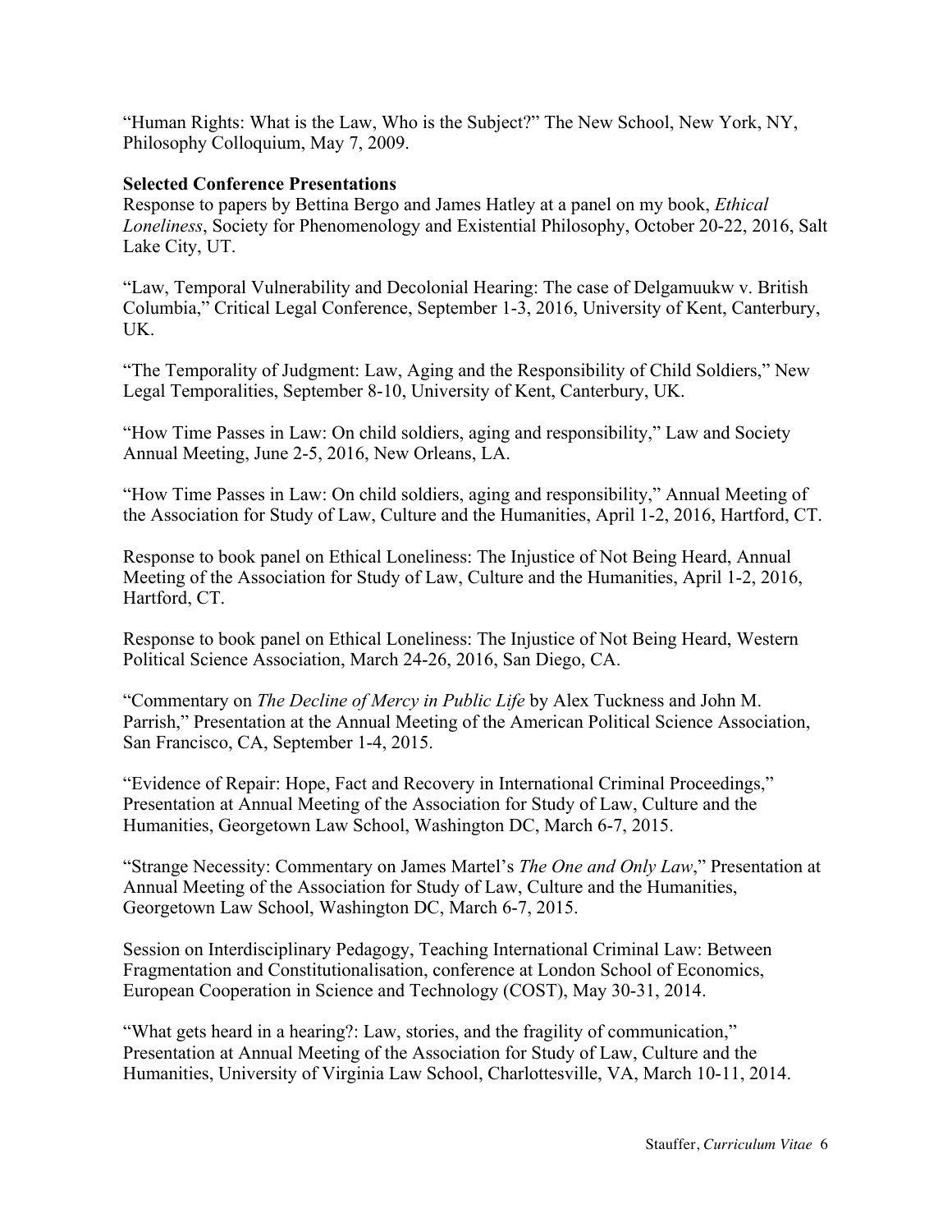“Human Rights: What is the Law, Who is the Subject?” The New School, New York, NY, Philosophy Colloquium, May 7, 2009.

**Selected Conference Presentations**

Response to papers by Bettina Bergo and James Hatley at a panel on my book, *Ethical Loneliness*, Society for Phenomenology and Existential Philosophy, October 20-22, 2016, Salt Lake City, UT.

“Law, Temporal Vulnerability and Decolonial Hearing: The case of Delgamuukw v. British Columbia,” Critical Legal Conference, September 1-3, 2016, University of Kent, Canterbury, UK.

“The Temporality of Judgment: Law, Aging and the Responsibility of Child Soldiers,” New Legal Temporalities, September 8-10, University of Kent, Canterbury, UK.

“How Time Passes in Law: On child soldiers, aging and responsibility,” Law and Society Annual Meeting, June 2-5, 2016, New Orleans, LA.

“How Time Passes in Law: On child soldiers, aging and responsibility,” Annual Meeting of the Association for Study of Law, Culture and the Humanities, April 1-2, 2016, Hartford, CT.

Response to book panel on Ethical Loneliness: The Injustice of Not Being Heard, Annual Meeting of the Association for Study of Law, Culture and the Humanities, April 1-2, 2016, Hartford, CT.

Response to book panel on Ethical Loneliness: The Injustice of Not Being Heard, Western Political Science Association, March 24-26, 2016, San Diego, CA.

“Commentary on *The Decline of Mercy in Public Life* by Alex Tuckness and John M. Parrish,” Presentation at the Annual Meeting of the American Political Science Association, San Francisco, CA, September 1-4, 2015.

“Evidence of Repair: Hope, Fact and Recovery in International Criminal Proceedings,” Presentation at Annual Meeting of the Association for Study of Law, Culture and the Humanities, Georgetown Law School, Washington DC, March 6-7, 2015.

“Strange Necessity: Commentary on James Martel’s *The One and Only Law*,” Presentation at Annual Meeting of the Association for Study of Law, Culture and the Humanities, Georgetown Law School, Washington DC, March 6-7, 2015.

Session on Interdisciplinary Pedagogy, Teaching International Criminal Law: Between Fragmentation and Constitutionalisation, conference at London School of Economics, European Cooperation in Science and Technology (COST), May 30-31, 2014.

“What gets heard in a hearing?: Law, stories, and the fragility of communication,” Presentation at Annual Meeting of the Association for Study of Law, Culture and the Humanities, University of Virginia Law School, Charlottesville, VA, March 10-11, 2014.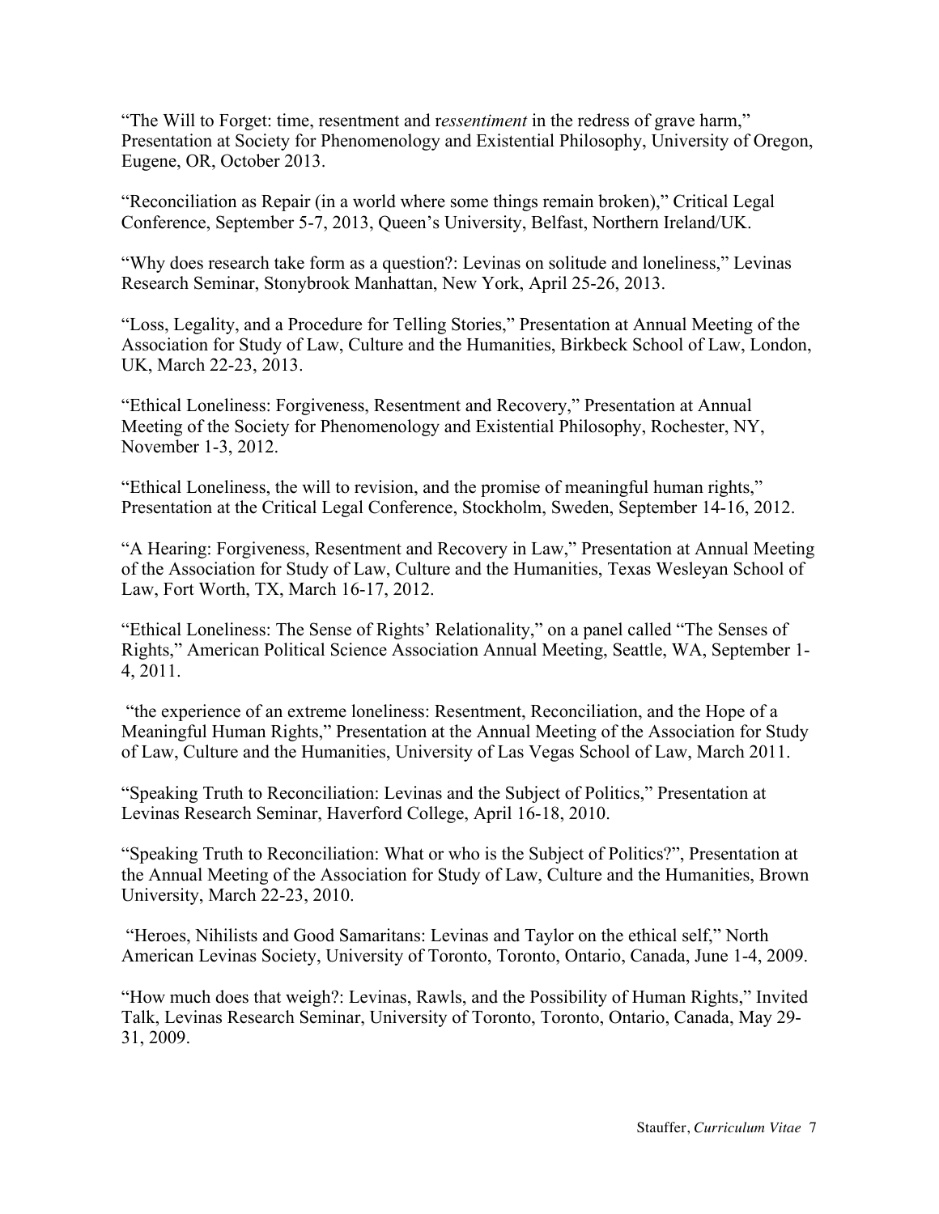"The Will to Forget: time, resentment and r*essentiment* in the redress of grave harm," Presentation at Society for Phenomenology and Existential Philosophy, University of Oregon, Eugene, OR, October 2013.

"Reconciliation as Repair (in a world where some things remain broken)," Critical Legal Conference, September 5-7, 2013, Queen's University, Belfast, Northern Ireland/UK.

"Why does research take form as a question?: Levinas on solitude and loneliness," Levinas Research Seminar, Stonybrook Manhattan, New York, April 25-26, 2013.

"Loss, Legality, and a Procedure for Telling Stories," Presentation at Annual Meeting of the Association for Study of Law, Culture and the Humanities, Birkbeck School of Law, London, UK, March 22-23, 2013.

"Ethical Loneliness: Forgiveness, Resentment and Recovery," Presentation at Annual Meeting of the Society for Phenomenology and Existential Philosophy, Rochester, NY, November 1-3, 2012.

"Ethical Loneliness, the will to revision, and the promise of meaningful human rights," Presentation at the Critical Legal Conference, Stockholm, Sweden, September 14-16, 2012.

"A Hearing: Forgiveness, Resentment and Recovery in Law," Presentation at Annual Meeting of the Association for Study of Law, Culture and the Humanities, Texas Wesleyan School of Law, Fort Worth, TX, March 16-17, 2012.

"Ethical Loneliness: The Sense of Rights' Relationality," on a panel called "The Senses of Rights," American Political Science Association Annual Meeting, Seattle, WA, September 1-4, 2011.

"the experience of an extreme loneliness: Resentment, Reconciliation, and the Hope of a Meaningful Human Rights," Presentation at the Annual Meeting of the Association for Study of Law, Culture and the Humanities, University of Las Vegas School of Law, March 2011.

"Speaking Truth to Reconciliation: Levinas and the Subject of Politics," Presentation at Levinas Research Seminar, Haverford College, April 16-18, 2010.

"Speaking Truth to Reconciliation: What or who is the Subject of Politics?", Presentation at the Annual Meeting of the Association for Study of Law, Culture and the Humanities, Brown University, March 22-23, 2010.

"Heroes, Nihilists and Good Samaritans: Levinas and Taylor on the ethical self," North American Levinas Society, University of Toronto, Toronto, Ontario, Canada, June 1-4, 2009.

"How much does that weigh?: Levinas, Rawls, and the Possibility of Human Rights," Invited Talk, Levinas Research Seminar, University of Toronto, Toronto, Ontario, Canada, May 29-31, 2009.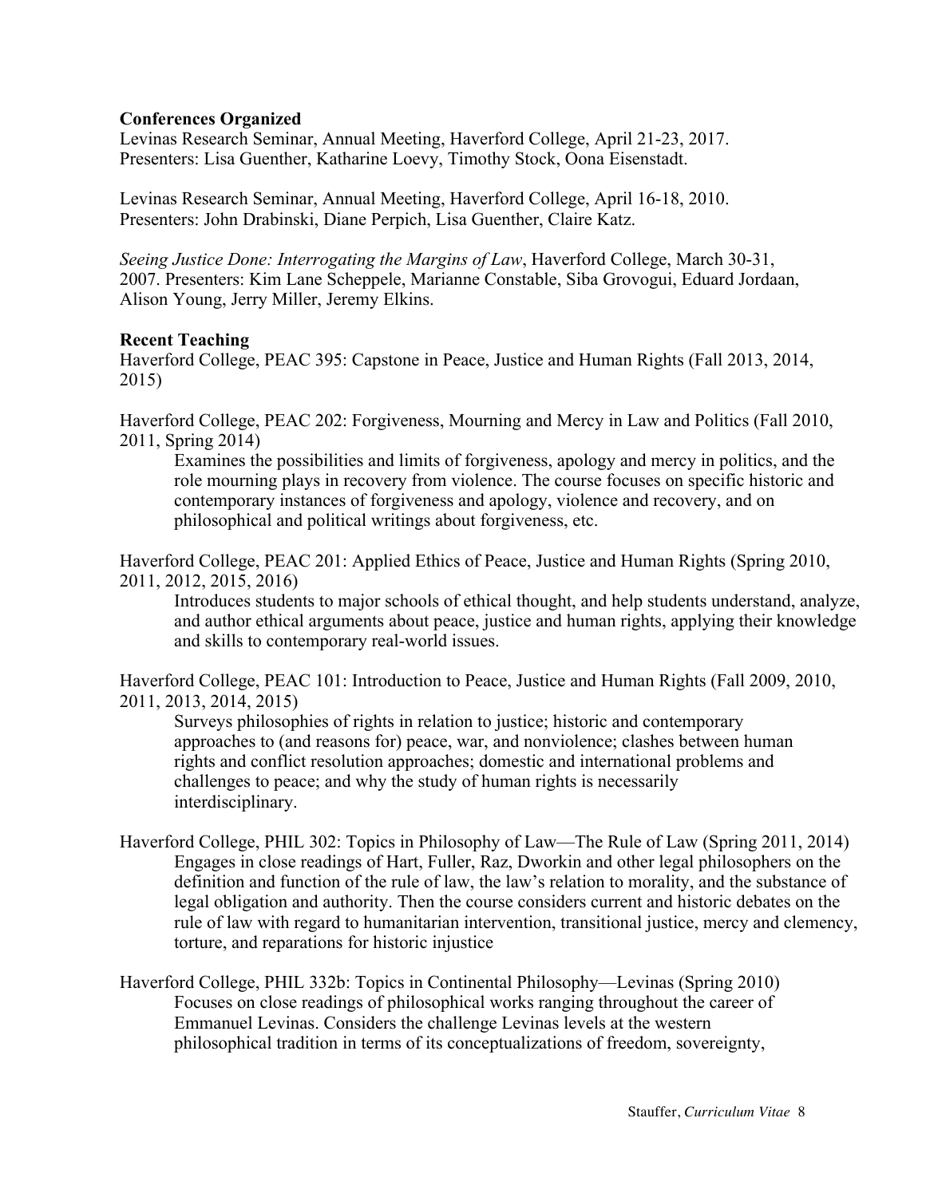**Conferences Organized**

Levinas Research Seminar, Annual Meeting, Haverford College, April 21-23, 2017.
Presenters: Lisa Guenther, Katharine Loevy, Timothy Stock, Oona Eisenstadt.

Levinas Research Seminar, Annual Meeting, Haverford College, April 16-18, 2010.
Presenters: John Drabinski, Diane Perpich, Lisa Guenther, Claire Katz.

*Seeing Justice Done: Interrogating the Margins of Law*, Haverford College, March 30-31, 2007. Presenters: Kim Lane Scheppele, Marianne Constable, Siba Grovogui, Eduard Jordaan, Alison Young, Jerry Miller, Jeremy Elkins.

**Recent Teaching**

Haverford College, PEAC 395: Capstone in Peace, Justice and Human Rights (Fall 2013, 2014, 2015)

Haverford College, PEAC 202: Forgiveness, Mourning and Mercy in Law and Politics (Fall 2010, 2011, Spring 2014)

> Examines the possibilities and limits of forgiveness, apology and mercy in politics, and the role mourning plays in recovery from violence. The course focuses on specific historic and contemporary instances of forgiveness and apology, violence and recovery, and on philosophical and political writings about forgiveness, etc.

Haverford College, PEAC 201: Applied Ethics of Peace, Justice and Human Rights (Spring 2010, 2011, 2012, 2015, 2016)

> Introduces students to major schools of ethical thought, and help students understand, analyze, and author ethical arguments about peace, justice and human rights, applying their knowledge and skills to contemporary real-world issues.

Haverford College, PEAC 101: Introduction to Peace, Justice and Human Rights (Fall 2009, 2010, 2011, 2013, 2014, 2015)

> Surveys philosophies of rights in relation to justice; historic and contemporary approaches to (and reasons for) peace, war, and nonviolence; clashes between human rights and conflict resolution approaches; domestic and international problems and challenges to peace; and why the study of human rights is necessarily interdisciplinary.

Haverford College, PHIL 302: Topics in Philosophy of Law—The Rule of Law (Spring 2011, 2014)

> Engages in close readings of Hart, Fuller, Raz, Dworkin and other legal philosophers on the definition and function of the rule of law, the law's relation to morality, and the substance of legal obligation and authority. Then the course considers current and historic debates on the rule of law with regard to humanitarian intervention, transitional justice, mercy and clemency, torture, and reparations for historic injustice

Haverford College, PHIL 332b: Topics in Continental Philosophy—Levinas (Spring 2010)

> Focuses on close readings of philosophical works ranging throughout the career of Emmanuel Levinas. Considers the challenge Levinas levels at the western philosophical tradition in terms of its conceptualizations of freedom, sovereignty,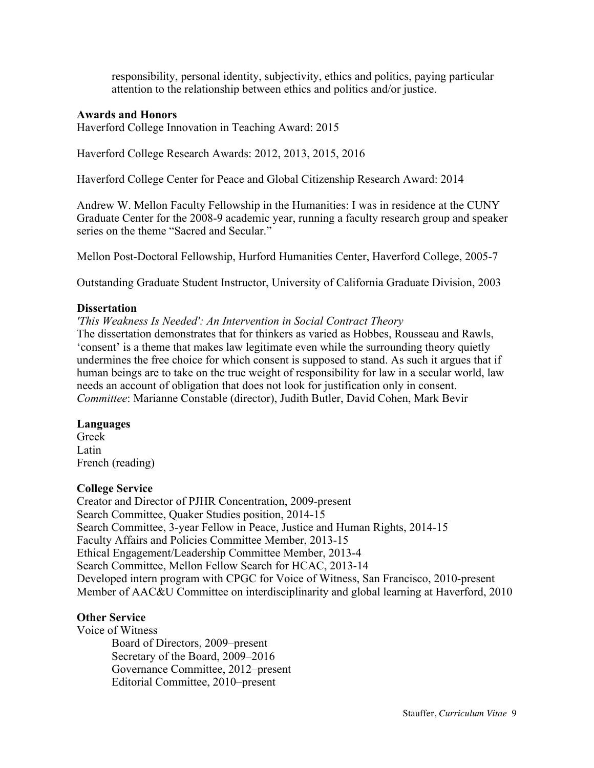responsibility, personal identity, subjectivity, ethics and politics, paying particular attention to the relationship between ethics and politics and/or justice.

**Awards and Honors**

Haverford College Innovation in Teaching Award: 2015

Haverford College Research Awards: 2012, 2013, 2015, 2016

Haverford College Center for Peace and Global Citizenship Research Award: 2014

Andrew W. Mellon Faculty Fellowship in the Humanities: I was in residence at the CUNY Graduate Center for the 2008-9 academic year, running a faculty research group and speaker series on the theme "Sacred and Secular."

Mellon Post-Doctoral Fellowship, Hurford Humanities Center, Haverford College, 2005-7

Outstanding Graduate Student Instructor, University of California Graduate Division, 2003

**Dissertation**

*'This Weakness Is Needed': An Intervention in Social Contract Theory*

The dissertation demonstrates that for thinkers as varied as Hobbes, Rousseau and Rawls, 'consent' is a theme that makes law legitimate even while the surrounding theory quietly undermines the free choice for which consent is supposed to stand. As such it argues that if human beings are to take on the true weight of responsibility for law in a secular world, law needs an account of obligation that does not look for justification only in consent.

*Committee*: Marianne Constable (director), Judith Butler, David Cohen, Mark Bevir

**Languages**

Greek
Latin
French (reading)

**College Service**

Creator and Director of PJHR Concentration, 2009-present
Search Committee, Quaker Studies position, 2014-15
Search Committee, 3-year Fellow in Peace, Justice and Human Rights, 2014-15
Faculty Affairs and Policies Committee Member, 2013-15
Ethical Engagement/Leadership Committee Member, 2013-4
Search Committee, Mellon Fellow Search for HCAC, 2013-14
Developed intern program with CPGC for Voice of Witness, San Francisco, 2010-present
Member of AAC&U Committee on interdisciplinarity and global learning at Haverford, 2010

**Other Service**

Voice of Witness

- Board of Directors, 2009–present
- Secretary of the Board, 2009–2016
- Governance Committee, 2012–present
- Editorial Committee, 2010–present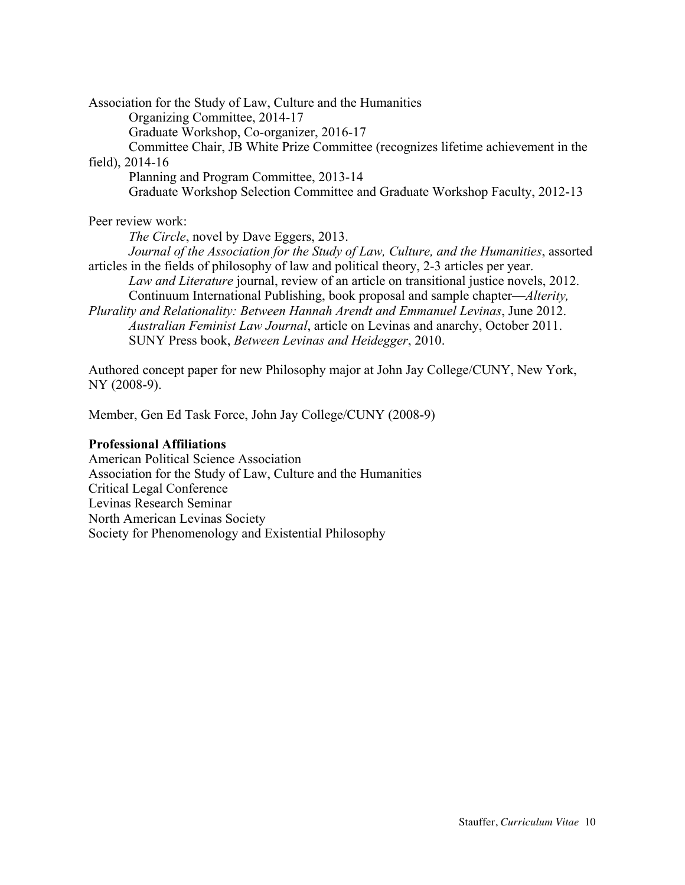Association for the Study of Law, Culture and the Humanities

Organizing Committee, 2014-17

Graduate Workshop, Co-organizer, 2016-17

Committee Chair, JB White Prize Committee (recognizes lifetime achievement in the field), 2014-16

Planning and Program Committee, 2013-14

Graduate Workshop Selection Committee and Graduate Workshop Faculty, 2012-13

Peer review work:

*The Circle*, novel by Dave Eggers, 2013.

*Journal of the Association for the Study of Law, Culture, and the Humanities*, assorted articles in the fields of philosophy of law and political theory, 2-3 articles per year.

*Law and Literature* journal, review of an article on transitional justice novels, 2012.

Continuum International Publishing, book proposal and sample chapter—*Alterity, Plurality and Relationality: Between Hannah Arendt and Emmanuel Levinas*, June 2012.

*Australian Feminist Law Journal*, article on Levinas and anarchy, October 2011.

SUNY Press book, *Between Levinas and Heidegger*, 2010.

Authored concept paper for new Philosophy major at John Jay College/CUNY, New York, NY (2008-9).

Member, Gen Ed Task Force, John Jay College/CUNY (2008-9)

**Professional Affiliations**

American Political Science Association
Association for the Study of Law, Culture and the Humanities
Critical Legal Conference
Levinas Research Seminar
North American Levinas Society
Society for Phenomenology and Existential Philosophy